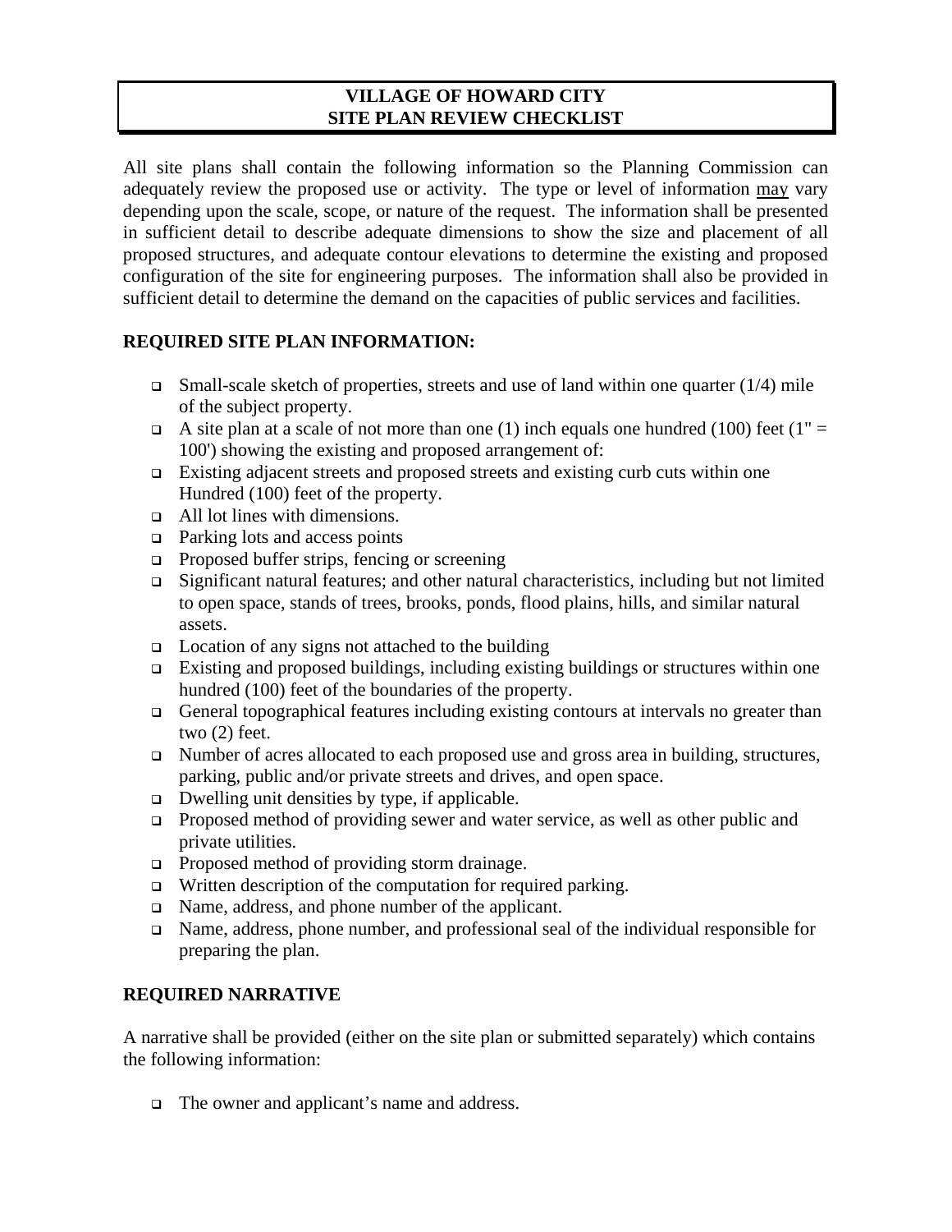# VILLAGE OF HOWARD CITY
# SITE PLAN REVIEW CHECKLIST

All site plans shall contain the following information so the Planning Commission can adequately review the proposed use or activity. The type or level of information <u>may</u> vary depending upon the scale, scope, or nature of the request. The information shall be presented in sufficient detail to describe adequate dimensions to show the size and placement of all proposed structures, and adequate contour elevations to determine the existing and proposed configuration of the site for engineering purposes. The information shall also be provided in sufficient detail to determine the demand on the capacities of public services and facilities.

## REQUIRED SITE PLAN INFORMATION:

- ❑ Small-scale sketch of properties, streets and use of land within one quarter (1/4) mile of the subject property.
- ❑ A site plan at a scale of not more than one (1) inch equals one hundred (100) feet (1" = 100') showing the existing and proposed arrangement of:
- ❑ Existing adjacent streets and proposed streets and existing curb cuts within one Hundred (100) feet of the property.
- ❑ All lot lines with dimensions.
- ❑ Parking lots and access points
- ❑ Proposed buffer strips, fencing or screening
- ❑ Significant natural features; and other natural characteristics, including but not limited to open space, stands of trees, brooks, ponds, flood plains, hills, and similar natural assets.
- ❑ Location of any signs not attached to the building
- ❑ Existing and proposed buildings, including existing buildings or structures within one hundred (100) feet of the boundaries of the property.
- ❑ General topographical features including existing contours at intervals no greater than two (2) feet.
- ❑ Number of acres allocated to each proposed use and gross area in building, structures, parking, public and/or private streets and drives, and open space.
- ❑ Dwelling unit densities by type, if applicable.
- ❑ Proposed method of providing sewer and water service, as well as other public and private utilities.
- ❑ Proposed method of providing storm drainage.
- ❑ Written description of the computation for required parking.
- ❑ Name, address, and phone number of the applicant.
- ❑ Name, address, phone number, and professional seal of the individual responsible for preparing the plan.

## REQUIRED NARRATIVE

A narrative shall be provided (either on the site plan or submitted separately) which contains the following information:

- ❑ The owner and applicant's name and address.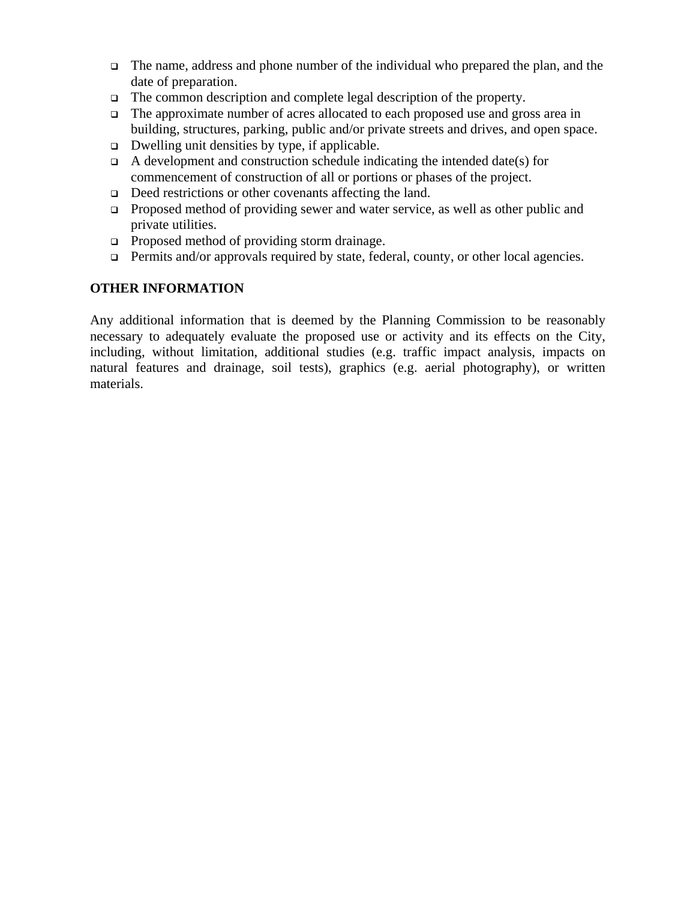- The name, address and phone number of the individual who prepared the plan, and the date of preparation.
- The common description and complete legal description of the property.
- The approximate number of acres allocated to each proposed use and gross area in building, structures, parking, public and/or private streets and drives, and open space.
- Dwelling unit densities by type, if applicable.
- A development and construction schedule indicating the intended date(s) for commencement of construction of all or portions or phases of the project.
- Deed restrictions or other covenants affecting the land.
- Proposed method of providing sewer and water service, as well as other public and private utilities.
- Proposed method of providing storm drainage.
- Permits and/or approvals required by state, federal, county, or other local agencies.

**OTHER INFORMATION**

Any additional information that is deemed by the Planning Commission to be reasonably necessary to adequately evaluate the proposed use or activity and its effects on the City, including, without limitation, additional studies (e.g. traffic impact analysis, impacts on natural features and drainage, soil tests), graphics (e.g. aerial photography), or written materials.